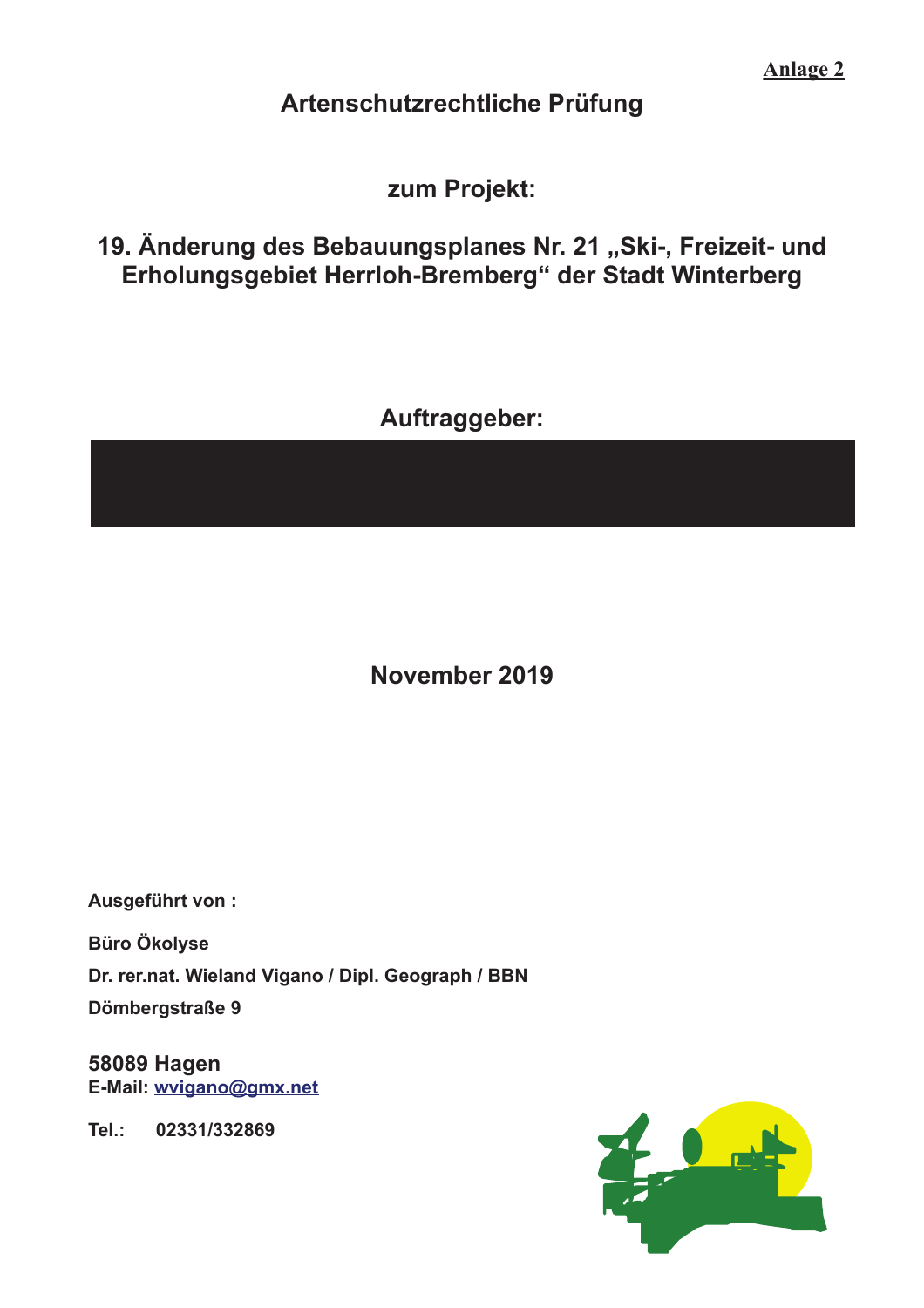**Anlage 2**

# Artenschutzrechtliche Prüfung

## zum Projekt:

## 19. Änderung des Bebauungsplanes Nr. 21 „Ski-, Freizeit- und Erholungsgebiet Herrloh-Bremberg“ der Stadt Winterberg

## Auftraggeber:

## November 2019

**Ausgeführt von :**

**Büro Ökolyse**

**Dr. rer.nat. Wieland Vigano / Dipl. Geograph / BBN**

**Dömbergstraße 9**

**58089 Hagen**

**E-Mail: wvigano@gmx.net**

**Tel.: 02331/332869**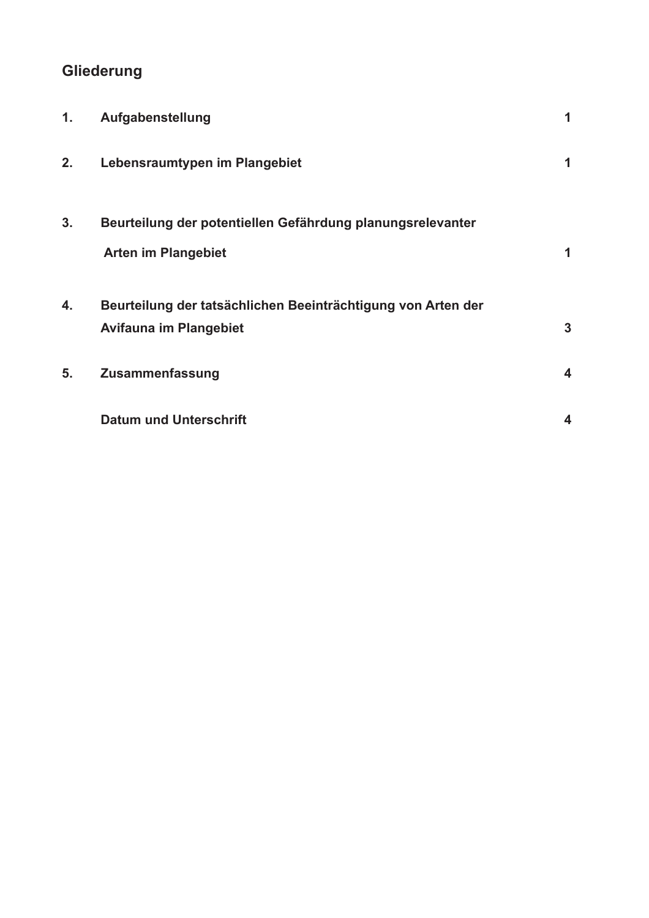## Gliederung

| | | |
|---|---|---|
| **1.** | **Aufgabenstellung** | **1** |
| **2.** | **Lebensraumtypen im Plangebiet** | **1** |
| **3.** | **Beurteilung der potentiellen Gefährdung planungsrelevanter Arten im Plangebiet** | **1** |
| **4.** | **Beurteilung der tatsächlichen Beeinträchtigung von Arten der Avifauna im Plangebiet** | **3** |
| **5.** | **Zusammenfassung** | **4** |
| | **Datum und Unterschrift** | **4** |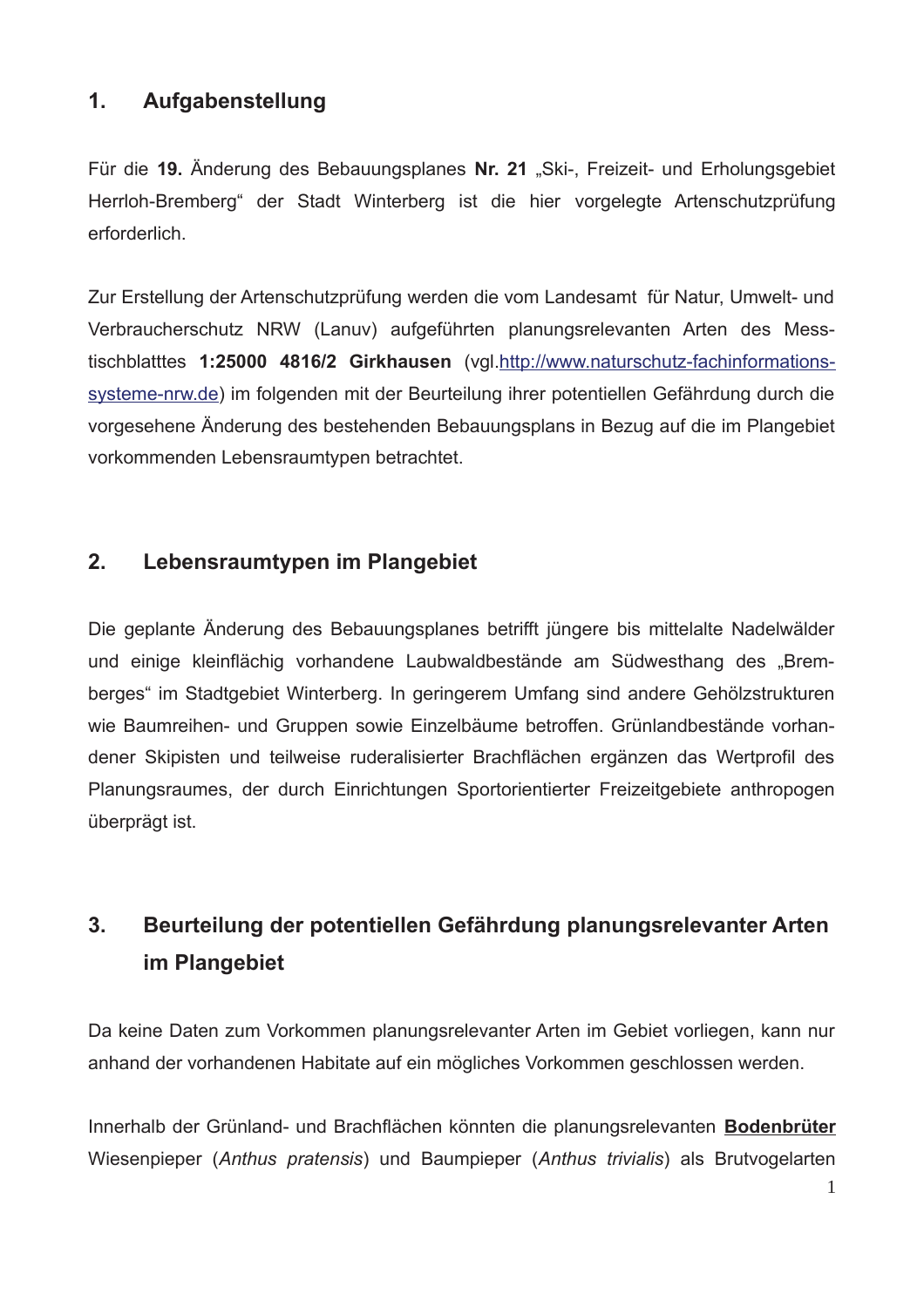## 1. Aufgabenstellung

Für die **19.** Änderung des Bebauungsplanes **Nr. 21** „Ski-, Freizeit- und Erholungsgebiet Herrloh-Bremberg“ der Stadt Winterberg ist die hier vorgelegte Artenschutzprüfung erforderlich.

Zur Erstellung der Artenschutzprüfung werden die vom Landesamt für Natur, Umwelt- und Verbraucherschutz NRW (Lanuv) aufgeführten planungsrelevanten Arten des Messtischblatttes **1:25000 4816/2 Girkhausen** (vgl.[http://www.naturschutz-fachinformations-systeme-nrw.de](http://www.naturschutz-fachinformations-systeme-nrw.de)) im folgenden mit der Beurteilung ihrer potentiellen Gefährdung durch die vorgesehene Änderung des bestehenden Bebauungsplans in Bezug auf die im Plangebiet vorkommenden Lebensraumtypen betrachtet.

## 2. Lebensraumtypen im Plangebiet

Die geplante Änderung des Bebauungsplanes betrifft jüngere bis mittelalte Nadelwälder und einige kleinflächig vorhandene Laubwaldbestände am Südwesthang des „Bremberges“ im Stadtgebiet Winterberg. In geringerem Umfang sind andere Gehölzstrukturen wie Baumreihen- und Gruppen sowie Einzelbäume betroffen. Grünlandbestände vorhandener Skipisten und teilweise ruderalisierter Brachflächen ergänzen das Wertprofil des Planungsraumes, der durch Einrichtungen Sportorientierter Freizeitgebiete anthropogen überprägt ist.

## 3. Beurteilung der potentiellen Gefährdung planungsrelevanter Arten im Plangebiet

Da keine Daten zum Vorkommen planungsrelevanter Arten im Gebiet vorliegen, kann nur anhand der vorhandenen Habitate auf ein mögliches Vorkommen geschlossen werden.

Innerhalb der Grünland- und Brachflächen könnten die planungsrelevanten **Bodenbrüter** Wiesenpieper (*Anthus pratensis*) und Baumpieper (*Anthus trivialis*) als Brutvogelarten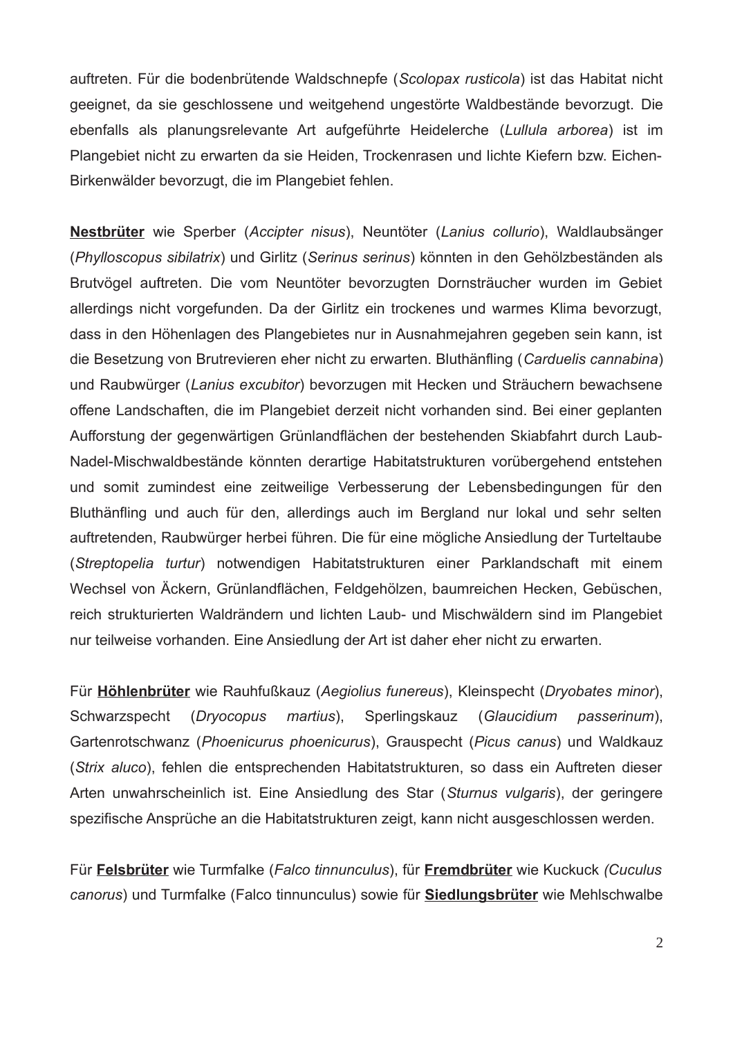auftreten. Für die bodenbrütende Waldschnepfe (*Scolopax rusticola*) ist das Habitat nicht geeignet, da sie geschlossene und weitgehend ungestörte Waldbestände bevorzugt. Die ebenfalls als planungsrelevante Art aufgeführte Heidelerche (*Lullula arborea*) ist im Plangebiet nicht zu erwarten da sie Heiden, Trockenrasen und lichte Kiefern bzw. Eichen-Birkenwälder bevorzugt, die im Plangebiet fehlen.

**Nestbrüter** wie Sperber (*Accipter nisus*), Neuntöter (*Lanius collurio*), Waldlaubsänger (*Phylloscopus sibilatrix*) und Girlitz (*Serinus serinus*) könnten in den Gehölzbeständen als Brutvögel auftreten. Die vom Neuntöter bevorzugten Dornsträucher wurden im Gebiet allerdings nicht vorgefunden. Da der Girlitz ein trockenes und warmes Klima bevorzugt, dass in den Höhenlagen des Plangebietes nur in Ausnahmejahren gegeben sein kann, ist die Besetzung von Brutrevieren eher nicht zu erwarten. Bluthänfling (*Carduelis cannabina*) und Raubwürger (*Lanius excubitor*) bevorzugen mit Hecken und Sträuchern bewachsene offene Landschaften, die im Plangebiet derzeit nicht vorhanden sind. Bei einer geplanten Aufforstung der gegenwärtigen Grünlandflächen der bestehenden Skiabfahrt durch Laub-Nadel-Mischwaldbestände könnten derartige Habitatstrukturen vorübergehend entstehen und somit zumindest eine zeitweilige Verbesserung der Lebensbedingungen für den Bluthänfling und auch für den, allerdings auch im Bergland nur lokal und sehr selten auftretenden, Raubwürger herbei führen. Die für eine mögliche Ansiedlung der Turteltaube (*Streptopelia turtur*) notwendigen Habitatstrukturen einer Parklandschaft mit einem Wechsel von Äckern, Grünlandflächen, Feldgehölzen, baumreichen Hecken, Gebüschen, reich strukturierten Waldrändern und lichten Laub- und Mischwäldern sind im Plangebiet nur teilweise vorhanden. Eine Ansiedlung der Art ist daher eher nicht zu erwarten.

Für **Höhlenbrüter** wie Rauhfußkauz (*Aegiolius funereus*), Kleinspecht (*Dryobates minor*), Schwarzspecht (*Dryocopus martius*), Sperlingskauz (*Glaucidium passerinum*), Gartenrotschwanz (*Phoenicurus phoenicurus*), Grauspecht (*Picus canus*) und Waldkauz (*Strix aluco*), fehlen die entsprechenden Habitatstrukturen, so dass ein Auftreten dieser Arten unwahrscheinlich ist. Eine Ansiedlung des Star (*Sturnus vulgaris*), der geringere spezifische Ansprüche an die Habitatstrukturen zeigt, kann nicht ausgeschlossen werden.

Für **Felsbrüter** wie Turmfalke (*Falco tinnunculus*), für **Fremdbrüter** wie Kuckuck *(Cuculus canorus*) und Turmfalke (Falco tinnunculus) sowie für **Siedlungsbrüter** wie Mehlschwalbe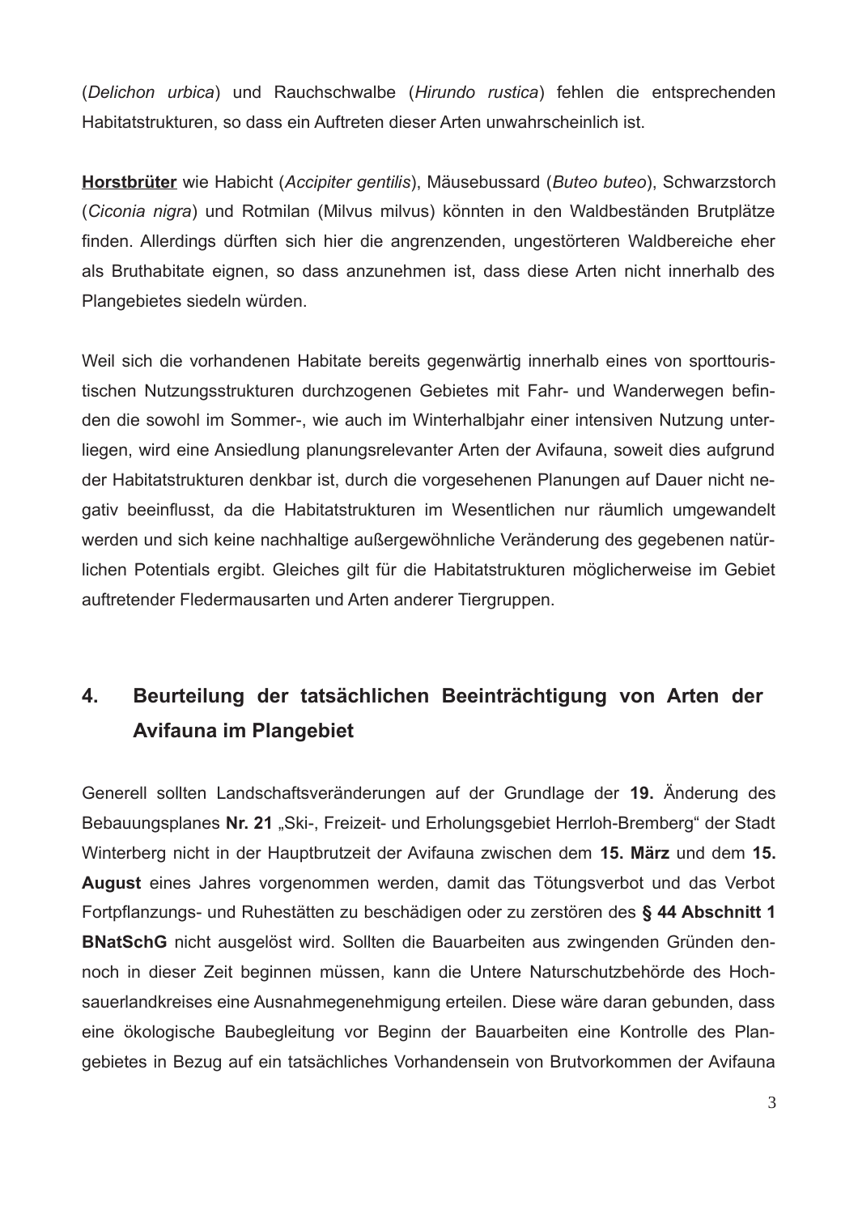(*Delichon urbica*) und Rauchschwalbe (*Hirundo rustica*) fehlen die entsprechenden Habitatstrukturen, so dass ein Auftreten dieser Arten unwahrscheinlich ist.

**Horstbrüter** wie Habicht (*Accipiter gentilis*), Mäusebussard (*Buteo buteo*), Schwarzstorch (*Ciconia nigra*) und Rotmilan (Milvus milvus) könnten in den Waldbeständen Brutplätze finden. Allerdings dürften sich hier die angrenzenden, ungestörteren Waldbereiche eher als Bruthabitate eignen, so dass anzunehmen ist, dass diese Arten nicht innerhalb des Plangebietes siedeln würden.

Weil sich die vorhandenen Habitate bereits gegenwärtig innerhalb eines von sporttouristischen Nutzungsstrukturen durchzogenen Gebietes mit Fahr- und Wanderwegen befinden die sowohl im Sommer-, wie auch im Winterhalbjahr einer intensiven Nutzung unterliegen, wird eine Ansiedlung planungsrelevanter Arten der Avifauna, soweit dies aufgrund der Habitatstrukturen denkbar ist, durch die vorgesehenen Planungen auf Dauer nicht negativ beeinflusst, da die Habitatstrukturen im Wesentlichen nur räumlich umgewandelt werden und sich keine nachhaltige außergewöhnliche Veränderung des gegebenen natürlichen Potentials ergibt. Gleiches gilt für die Habitatstrukturen möglicherweise im Gebiet auftretender Fledermausarten und Arten anderer Tiergruppen.

## 4. Beurteilung der tatsächlichen Beeinträchtigung von Arten der Avifauna im Plangebiet

Generell sollten Landschaftsveränderungen auf der Grundlage der **19.** Änderung des Bebauungsplanes **Nr. 21** „Ski-, Freizeit- und Erholungsgebiet Herrloh-Bremberg" der Stadt Winterberg nicht in der Hauptbrutzeit der Avifauna zwischen dem **15. März** und dem **15. August** eines Jahres vorgenommen werden, damit das Tötungsverbot und das Verbot Fortpflanzungs- und Ruhestätten zu beschädigen oder zu zerstören des **§ 44 Abschnitt 1 BNatSchG** nicht ausgelöst wird. Sollten die Bauarbeiten aus zwingenden Gründen dennoch in dieser Zeit beginnen müssen, kann die Untere Naturschutzbehörde des Hochsauerlandkreises eine Ausnahmegenehmigung erteilen. Diese wäre daran gebunden, dass eine ökologische Baubegleitung vor Beginn der Bauarbeiten eine Kontrolle des Plangebietes in Bezug auf ein tatsächliches Vorhandensein von Brutvorkommen der Avifauna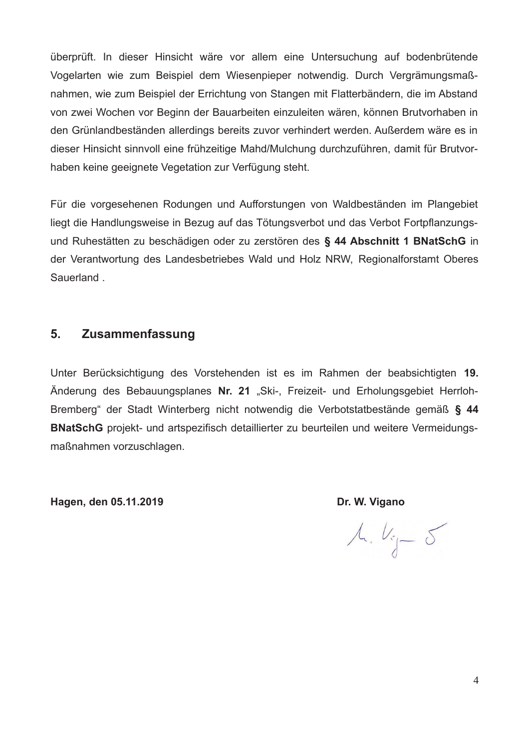überprüft. In dieser Hinsicht wäre vor allem eine Untersuchung auf bodenbrütende Vogelarten wie zum Beispiel dem Wiesenpieper notwendig. Durch Vergrämungsmaßnahmen, wie zum Beispiel der Errichtung von Stangen mit Flatterbändern, die im Abstand von zwei Wochen vor Beginn der Bauarbeiten einzuleiten wären, können Brutvorhaben in den Grünlandbeständen allerdings bereits zuvor verhindert werden. Außerdem wäre es in dieser Hinsicht sinnvoll eine frühzeitige Mahd/Mulchung durchzuführen, damit für Brutvorhaben keine geeignete Vegetation zur Verfügung steht.

Für die vorgesehenen Rodungen und Aufforstungen von Waldbeständen im Plangebiet liegt die Handlungsweise in Bezug auf das Tötungsverbot und das Verbot Fortpflanzungs- und Ruhestätten zu beschädigen oder zu zerstören des **§ 44 Abschnitt 1 BNatSchG** in der Verantwortung des Landesbetriebes Wald und Holz NRW, Regionalforstamt Oberes Sauerland .

## 5. Zusammenfassung

Unter Berücksichtigung des Vorstehenden ist es im Rahmen der beabsichtigten **19.** Änderung des Bebauungsplanes **Nr. 21** „Ski-, Freizeit- und Erholungsgebiet Herrloh-Bremberg“ der Stadt Winterberg nicht notwendig die Verbotstatbestände gemäß **§ 44 BNatSchG** projekt- und artspezifisch detaillierter zu beurteilen und weitere Vermeidungsmaßnahmen vorzuschlagen.

**Hagen, den 05.11.2019** **Dr. W. Vigano**